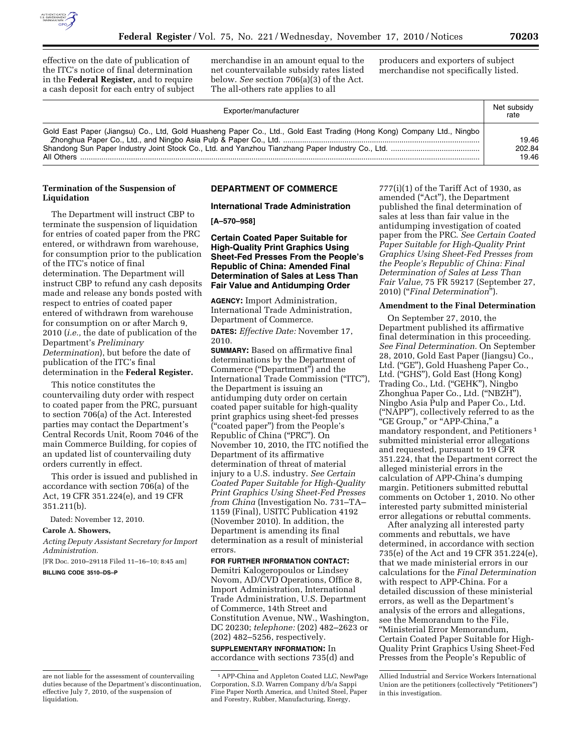effective on the date of publication of the ITC's notice of final determination in the **Federal Register,** and to require a cash deposit for each entry of subject merchandise in an amount equal to the net countervailable subsidy rates listed below. *See* section 706(a)(3) of the Act. The all-others rate applies to all producers and exporters of subject merchandise not specifically listed.

| Exporter/manufacturer | Net subsidy rate |
|---|---|
| Gold East Paper (Jiangsu) Co., Ltd, Gold Huasheng Paper Co., Ltd., Gold East Trading (Hong Kong) Company Ltd., Ningbo Zhonghua Paper Co., Ltd., and Ningbo Asia Pulp & Paper Co., Ltd. | 19.46 |
| Shandong Sun Paper Industry Joint Stock Co., Ltd. and Yanzhou Tianzhang Paper Industry Co., Ltd. | 202.84 |
| All Others | 19.46 |

**Termination of the Suspension of Liquidation**

The Department will instruct CBP to terminate the suspension of liquidation for entries of coated paper from the PRC entered, or withdrawn from warehouse, for consumption prior to the publication of the ITC's notice of final determination. The Department will instruct CBP to refund any cash deposits made and release any bonds posted with respect to entries of coated paper entered of withdrawn from warehouse for consumption on or after March 9, 2010 (*i.e.,* the date of publication of the Department's *Preliminary Determination*), but before the date of publication of the ITC's final determination in the **Federal Register.**

This notice constitutes the countervailing duty order with respect to coated paper from the PRC, pursuant to section 706(a) of the Act. Interested parties may contact the Department's Central Records Unit, Room 7046 of the main Commerce Building, for copies of an updated list of countervailing duty orders currently in effect.

This order is issued and published in accordance with section 706(a) of the Act, 19 CFR 351.224(e), and 19 CFR 351.211(b).

Dated: November 12, 2010.

**Carole A. Showers,**

*Acting Deputy Assistant Secretary for Import Administration.*

[FR Doc. 2010–29118 Filed 11–16–10; 8:45 am]

**BILLING CODE 3510–DS–P**

are not liable for the assessment of countervailing duties because of the Department's discontinuation, effective July 7, 2010, of the suspension of liquidation.

## DEPARTMENT OF COMMERCE

### International Trade Administration

**[A–570–958]**

### Certain Coated Paper Suitable for High-Quality Print Graphics Using Sheet-Fed Presses From the People's Republic of China: Amended Final Determination of Sales at Less Than Fair Value and Antidumping Order

**AGENCY:** Import Administration, International Trade Administration, Department of Commerce.

**DATES:** *Effective Date:* November 17, 2010.

**SUMMARY:** Based on affirmative final determinations by the Department of Commerce ("Department") and the International Trade Commission ("ITC"), the Department is issuing an antidumping duty order on certain coated paper suitable for high-quality print graphics using sheet-fed presses ("coated paper") from the People's Republic of China ("PRC"). On November 10, 2010, the ITC notified the Department of its affirmative determination of threat of material injury to a U.S. industry. *See Certain Coated Paper Suitable for High-Quality Print Graphics Using Sheet-Fed Presses from China* (Investigation No. 731–TA–1159 (Final), USITC Publication 4192 (November 2010). In addition, the Department is amending its final determination as a result of ministerial errors.

**FOR FURTHER INFORMATION CONTACT:** Demitri Kalogeropoulos or Lindsey Novom, AD/CVD Operations, Office 8, Import Administration, International Trade Administration, U.S. Department of Commerce, 14th Street and Constitution Avenue, NW., Washington, DC 20230; *telephone:* (202) 482–2623 or (202) 482–5256, respectively.

**SUPPLEMENTARY INFORMATION:** In accordance with sections 735(d) and 777(i)(1) of the Tariff Act of 1930, as amended ("Act"), the Department published the final determination of sales at less than fair value in the antidumping investigation of coated paper from the PRC. *See Certain Coated Paper Suitable for High-Quality Print Graphics Using Sheet-Fed Presses from the People's Republic of China: Final Determination of Sales at Less Than Fair Value,* 75 FR 59217 (September 27, 2010) ("*Final Determination*").

**Amendment to the Final Determination**

On September 27, 2010, the Department published its affirmative final determination in this proceeding. *See Final Determination.* On September 28, 2010, Gold East Paper (Jiangsu) Co., Ltd. ("GE"), Gold Huasheng Paper Co., Ltd. ("GHS"), Gold East (Hong Kong) Trading Co., Ltd. ("GEHK"), Ningbo Zhonghua Paper Co., Ltd. ("NBZH"), Ningbo Asia Pulp and Paper Co., Ltd. ("NAPP"), collectively referred to as the "GE Group," or "APP-China," a mandatory respondent, and Petitioners [1] submitted ministerial error allegations and requested, pursuant to 19 CFR 351.224, that the Department correct the alleged ministerial errors in the calculation of APP-China's dumping margin. Petitioners submitted rebuttal comments on October 1, 2010. No other interested party submitted ministerial error allegations or rebuttal comments.

After analyzing all interested party comments and rebuttals, we have determined, in accordance with section 735(e) of the Act and 19 CFR 351.224(e), that we made ministerial errors in our calculations for the *Final Determination* with respect to APP-China. For a detailed discussion of these ministerial errors, as well as the Department's analysis of the errors and allegations, see the Memorandum to the File, "Ministerial Error Memorandum, Certain Coated Paper Suitable for High-Quality Print Graphics Using Sheet-Fed Presses from the People's Republic of

[1] APP-China and Appleton Coated LLC, NewPage Corporation, S.D. Warren Company d/b/a Sappi Fine Paper North America, and United Steel, Paper and Forestry, Rubber, Manufacturing, Energy, Allied Industrial and Service Workers International Union are the petitioners (collectively "Petitioners") in this investigation.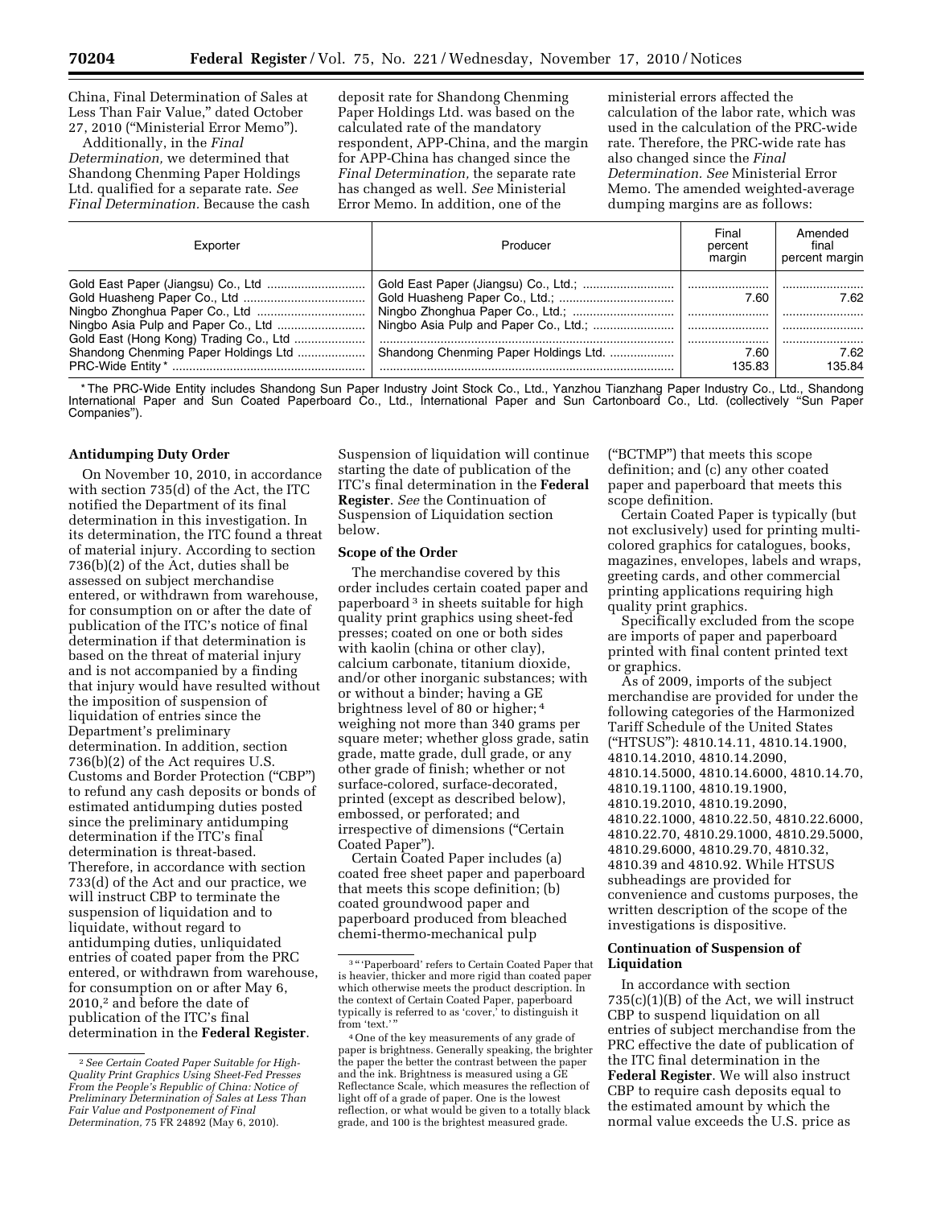China, Final Determination of Sales at Less Than Fair Value," dated October 27, 2010 ("Ministerial Error Memo").

Additionally, in the *Final Determination,* we determined that Shandong Chenming Paper Holdings Ltd. qualified for a separate rate. *See Final Determination.* Because the cash deposit rate for Shandong Chenming Paper Holdings Ltd. was based on the calculated rate of the mandatory respondent, APP-China, and the margin for APP-China has changed since the *Final Determination,* the separate rate has changed as well. *See* Ministerial Error Memo. In addition, one of the ministerial errors affected the calculation of the labor rate, which was used in the calculation of the PRC-wide rate. Therefore, the PRC-wide rate has also changed since the *Final Determination. See* Ministerial Error Memo. The amended weighted-average dumping margins are as follows:

| Exporter | Producer | Final percent margin | Amended final percent margin |
|---|---|---|---|
| Gold East Paper (Jiangsu) Co., Ltd | Gold East Paper (Jiangsu) Co., Ltd.; | | |
| Gold Huasheng Paper Co., Ltd | Gold Huasheng Paper Co., Ltd.; | 7.60 | 7.62 |
| Ningbo Zhonghua Paper Co., Ltd | Ningbo Zhonghua Paper Co., Ltd.; | | |
| Ningbo Asia Pulp and Paper Co., Ltd | Ningbo Asia Pulp and Paper Co., Ltd.; | | |
| Gold East (Hong Kong) Trading Co., Ltd | | | |
| Shandong Chenming Paper Holdings Ltd | Shandong Chenming Paper Holdings Ltd. | 7.60 | 7.62 |
| PRC-Wide Entity * | | 135.83 | 135.84 |

\* The PRC-Wide Entity includes Shandong Sun Paper Industry Joint Stock Co., Ltd., Yanzhou Tianzhang Paper Industry Co., Ltd., Shandong International Paper and Sun Coated Paperboard Co., Ltd., International Paper and Sun Cartonboard Co., Ltd. (collectively "Sun Paper Companies").

## Antidumping Duty Order

On November 10, 2010, in accordance with section 735(d) of the Act, the ITC notified the Department of its final determination in this investigation. In its determination, the ITC found a threat of material injury. According to section 736(b)(2) of the Act, duties shall be assessed on subject merchandise entered, or withdrawn from warehouse, for consumption on or after the date of publication of the ITC's notice of final determination if that determination is based on the threat of material injury and is not accompanied by a finding that injury would have resulted without the imposition of suspension of liquidation of entries since the Department's preliminary determination. In addition, section 736(b)(2) of the Act requires U.S. Customs and Border Protection ("CBP") to refund any cash deposits or bonds of estimated antidumping duties posted since the preliminary antidumping determination if the ITC's final determination is threat-based. Therefore, in accordance with section 733(d) of the Act and our practice, we will instruct CBP to terminate the suspension of liquidation and to liquidate, without regard to antidumping duties, unliquidated entries of coated paper from the PRC entered, or withdrawn from warehouse, for consumption on or after May 6, 2010,[2] and before the date of publication of the ITC's final determination in the **Federal Register**. Suspension of liquidation will continue starting the date of publication of the ITC's final determination in the **Federal Register**. *See* the Continuation of Suspension of Liquidation section below.

## Scope of the Order

The merchandise covered by this order includes certain coated paper and paperboard[3] in sheets suitable for high quality print graphics using sheet-fed presses; coated on one or both sides with kaolin (china or other clay), calcium carbonate, titanium dioxide, and/or other inorganic substances; with or without a binder; having a GE brightness level of 80 or higher;[4] weighing not more than 340 grams per square meter; whether gloss grade, satin grade, matte grade, dull grade, or any other grade of finish; whether or not surface-colored, surface-decorated, printed (except as described below), embossed, or perforated; and irrespective of dimensions ("Certain Coated Paper").

Certain Coated Paper includes (a) coated free sheet paper and paperboard that meets this scope definition; (b) coated groundwood paper and paperboard produced from bleached chemi-thermo-mechanical pulp ("BCTMP") that meets this scope definition; and (c) any other coated paper and paperboard that meets this scope definition.

Certain Coated Paper is typically (but not exclusively) used for printing multi-colored graphics for catalogues, books, magazines, envelopes, labels and wraps, greeting cards, and other commercial printing applications requiring high quality print graphics.

Specifically excluded from the scope are imports of paper and paperboard printed with final content printed text or graphics.

As of 2009, imports of the subject merchandise are provided for under the following categories of the Harmonized Tariff Schedule of the United States ("HTSUS"): 4810.14.11, 4810.14.1900, 4810.14.2010, 4810.14.2090, 4810.14.5000, 4810.14.6000, 4810.14.70, 4810.19.1100, 4810.19.1900, 4810.19.2010, 4810.19.2090, 4810.22.1000, 4810.22.50, 4810.22.6000, 4810.22.70, 4810.29.1000, 4810.29.5000, 4810.29.6000, 4810.29.70, 4810.32, 4810.39 and 4810.92. While HTSUS subheadings are provided for convenience and customs purposes, the written description of the scope of the investigations is dispositive.

## Continuation of Suspension of Liquidation

In accordance with section 735(c)(1)(B) of the Act, we will instruct CBP to suspend liquidation on all entries of subject merchandise from the PRC effective the date of publication of the ITC final determination in the **Federal Register**. We will also instruct CBP to require cash deposits equal to the estimated amount by which the normal value exceeds the U.S. price as

---

[2] *See Certain Coated Paper Suitable for High-Quality Print Graphics Using Sheet-Fed Presses From the People's Republic of China: Notice of Preliminary Determination of Sales at Less Than Fair Value and Postponement of Final Determination,* 75 FR 24892 (May 6, 2010).

[3] "'Paperboard' refers to Certain Coated Paper that is heavier, thicker and more rigid than coated paper which otherwise meets the product description. In the context of Certain Coated Paper, paperboard typically is referred to as 'cover,' to distinguish it from 'text.'"

[4] One of the key measurements of any grade of paper is brightness. Generally speaking, the brighter the paper the better the contrast between the paper and the ink. Brightness is measured using a GE Reflectance Scale, which measures the reflection of light off of a grade of paper. One is the lowest reflection, or what would be given to a totally black grade, and 100 is the brightest measured grade.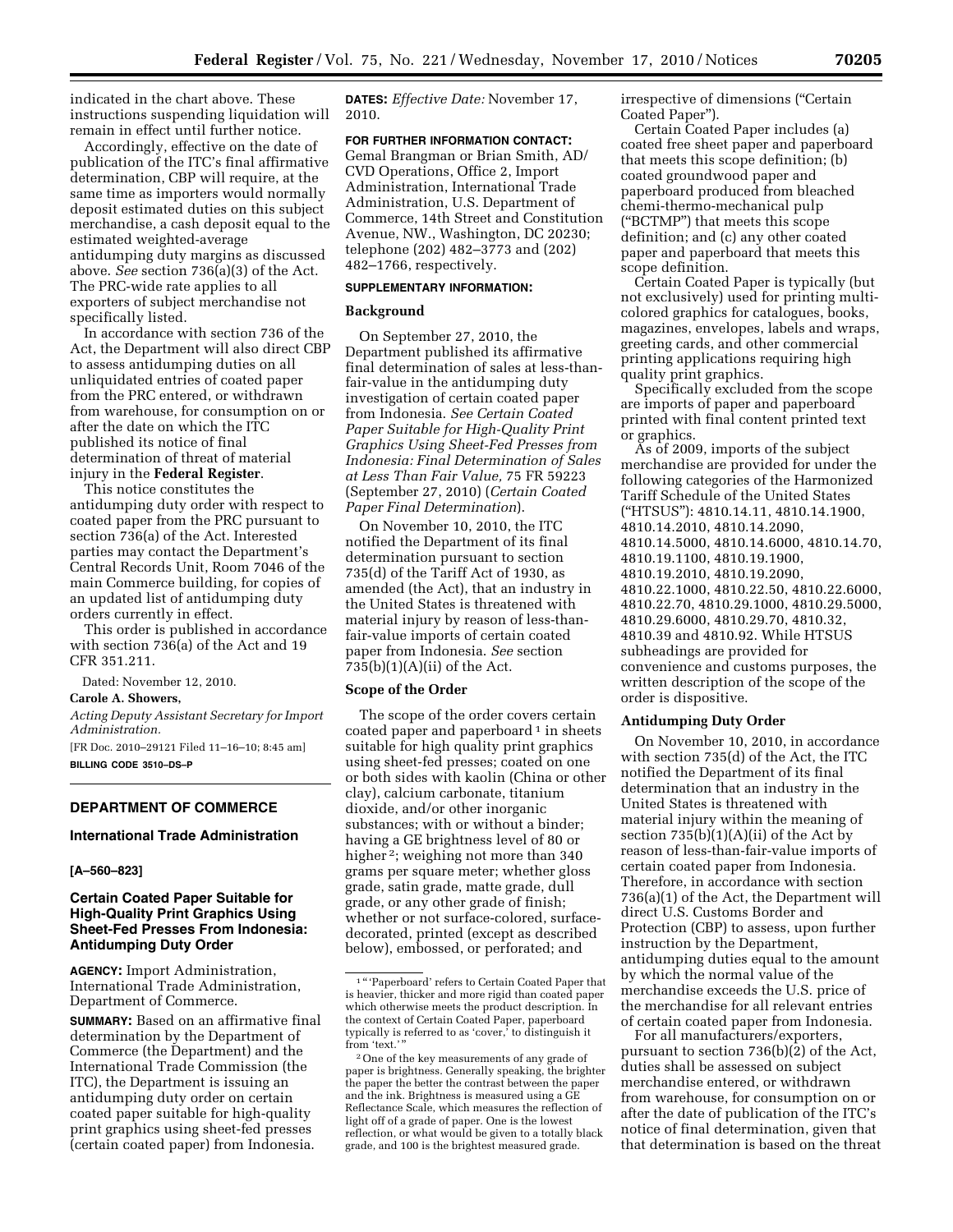indicated in the chart above. These instructions suspending liquidation will remain in effect until further notice.

Accordingly, effective on the date of publication of the ITC's final affirmative determination, CBP will require, at the same time as importers would normally deposit estimated duties on this subject merchandise, a cash deposit equal to the estimated weighted-average antidumping duty margins as discussed above. *See* section 736(a)(3) of the Act. The PRC-wide rate applies to all exporters of subject merchandise not specifically listed.

In accordance with section 736 of the Act, the Department will also direct CBP to assess antidumping duties on all unliquidated entries of coated paper from the PRC entered, or withdrawn from warehouse, for consumption on or after the date on which the ITC published its notice of final determination of threat of material injury in the **Federal Register**.

This notice constitutes the antidumping duty order with respect to coated paper from the PRC pursuant to section 736(a) of the Act. Interested parties may contact the Department's Central Records Unit, Room 7046 of the main Commerce building, for copies of an updated list of antidumping duty orders currently in effect.

This order is published in accordance with section 736(a) of the Act and 19 CFR 351.211.

Dated: November 12, 2010.

**Carole A. Showers,**

*Acting Deputy Assistant Secretary for Import Administration.*

[FR Doc. 2010–29121 Filed 11–16–10; 8:45 am]

**BILLING CODE 3510–DS–P**

---

## DEPARTMENT OF COMMERCE

### International Trade Administration

**[A–560–823]**

### Certain Coated Paper Suitable for High-Quality Print Graphics Using Sheet-Fed Presses From Indonesia: Antidumping Duty Order

**AGENCY:** Import Administration, International Trade Administration, Department of Commerce.

**SUMMARY:** Based on an affirmative final determination by the Department of Commerce (the Department) and the International Trade Commission (the ITC), the Department is issuing an antidumping duty order on certain coated paper suitable for high-quality print graphics using sheet-fed presses (certain coated paper) from Indonesia.

**DATES:** *Effective Date:* November 17, 2010.

**FOR FURTHER INFORMATION CONTACT:** Gemal Brangman or Brian Smith, AD/CVD Operations, Office 2, Import Administration, International Trade Administration, U.S. Department of Commerce, 14th Street and Constitution Avenue, NW., Washington, DC 20230; telephone (202) 482–3773 and (202) 482–1766, respectively.

**SUPPLEMENTARY INFORMATION:**

#### Background

On September 27, 2010, the Department published its affirmative final determination of sales at less-than-fair-value in the antidumping duty investigation of certain coated paper from Indonesia. *See Certain Coated Paper Suitable for High-Quality Print Graphics Using Sheet-Fed Presses from Indonesia: Final Determination of Sales at Less Than Fair Value,* 75 FR 59223 (September 27, 2010) (*Certain Coated Paper Final Determination*).

On November 10, 2010, the ITC notified the Department of its final determination pursuant to section 735(d) of the Tariff Act of 1930, as amended (the Act), that an industry in the United States is threatened with material injury by reason of less-than-fair-value imports of certain coated paper from Indonesia. *See* section 735(b)(1)(A)(ii) of the Act.

#### Scope of the Order

The scope of the order covers certain coated paper and paperboard [1] in sheets suitable for high quality print graphics using sheet-fed presses; coated on one or both sides with kaolin (China or other clay), calcium carbonate, titanium dioxide, and/or other inorganic substances; with or without a binder; having a GE brightness level of 80 or higher [2]; weighing not more than 340 grams per square meter; whether gloss grade, satin grade, matte grade, dull grade, or any other grade of finish; whether or not surface-colored, surface-decorated, printed (except as described below), embossed, or perforated; and irrespective of dimensions ("Certain Coated Paper").

Certain Coated Paper includes (a) coated free sheet paper and paperboard that meets this scope definition; (b) coated groundwood paper and paperboard produced from bleached chemi-thermo-mechanical pulp ("BCTMP") that meets this scope definition; and (c) any other coated paper and paperboard that meets this scope definition.

Certain Coated Paper is typically (but not exclusively) used for printing multi-colored graphics for catalogues, books, magazines, envelopes, labels and wraps, greeting cards, and other commercial printing applications requiring high quality print graphics.

Specifically excluded from the scope are imports of paper and paperboard printed with final content printed text or graphics.

As of 2009, imports of the subject merchandise are provided for under the following categories of the Harmonized Tariff Schedule of the United States ("HTSUS"): 4810.14.11, 4810.14.1900, 4810.14.2010, 4810.14.2090, 4810.14.5000, 4810.14.6000, 4810.14.70, 4810.19.1100, 4810.19.1900, 4810.19.2010, 4810.19.2090, 4810.22.1000, 4810.22.50, 4810.22.6000, 4810.22.70, 4810.29.1000, 4810.29.5000, 4810.29.6000, 4810.29.70, 4810.32, 4810.39 and 4810.92. While HTSUS subheadings are provided for convenience and customs purposes, the written description of the scope of the order is dispositive.

#### Antidumping Duty Order

On November 10, 2010, in accordance with section 735(d) of the Act, the ITC notified the Department of its final determination that an industry in the United States is threatened with material injury within the meaning of section 735(b)(1)(A)(ii) of the Act by reason of less-than-fair-value imports of certain coated paper from Indonesia. Therefore, in accordance with section 736(a)(1) of the Act, the Department will direct U.S. Customs Border and Protection (CBP) to assess, upon further instruction by the Department, antidumping duties equal to the amount by which the normal value of the merchandise exceeds the U.S. price of the merchandise for all relevant entries of certain coated paper from Indonesia.

For all manufacturers/exporters, pursuant to section 736(b)(2) of the Act, duties shall be assessed on subject merchandise entered, or withdrawn from warehouse, for consumption on or after the date of publication of the ITC's notice of final determination, given that that determination is based on the threat

---

[1] "'Paperboard' refers to Certain Coated Paper that is heavier, thicker and more rigid than coated paper which otherwise meets the product description. In the context of Certain Coated Paper, paperboard typically is referred to as 'cover,' to distinguish it from 'text.'"

[2] One of the key measurements of any grade of paper is brightness. Generally speaking, the brighter the paper the better the contrast between the paper and the ink. Brightness is measured using a GE Reflectance Scale, which measures the reflection of light off of a grade of paper. One is the lowest reflection, or what would be given to a totally black grade, and 100 is the brightest measured grade.